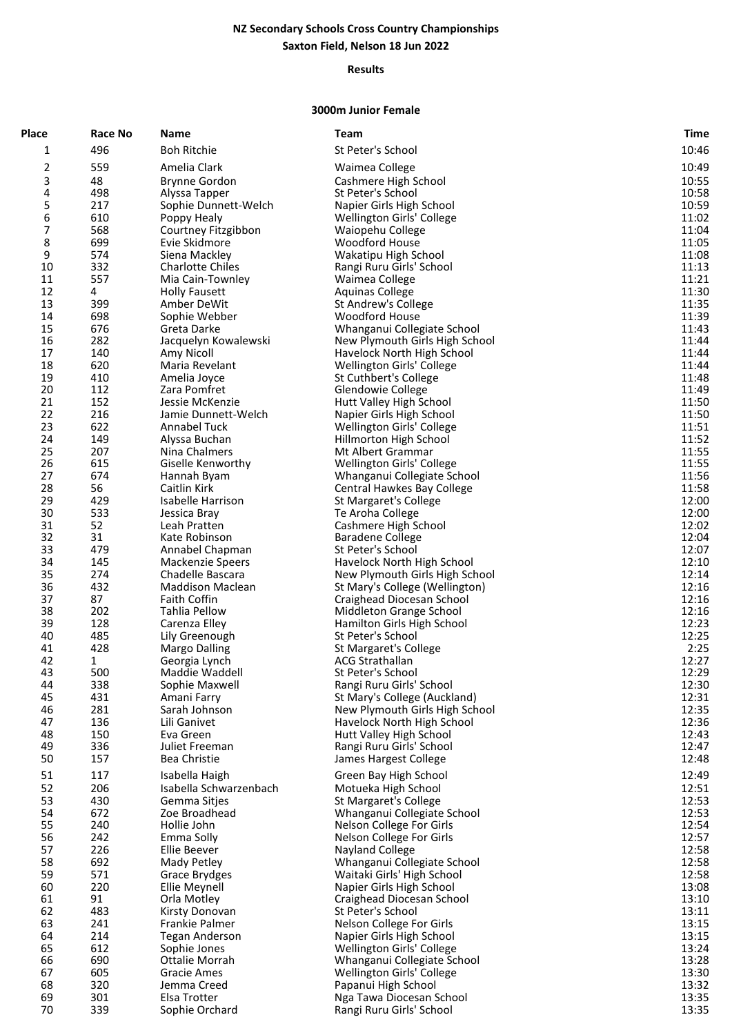# NZ Secondary Schools Cross Country Championships

## Saxton Field, Nelson 18 Jun 2022

### Results

### 3000m Junior Female

| Place | Race No | Name | Team | Time |
|---|---|---|---|---|
| 1 | 496 | Boh Ritchie | St Peter's School | 10:46 |
| 2 | 559 | Amelia Clark | Waimea College | 10:49 |
| 3 | 48 | Brynne Gordon | Cashmere High School | 10:55 |
| 4 | 498 | Alyssa Tapper | St Peter's School | 10:58 |
| 5 | 217 | Sophie Dunnett-Welch | Napier Girls High School | 10:59 |
| 6 | 610 | Poppy Healy | Wellington Girls' College | 11:02 |
| 7 | 568 | Courtney Fitzgibbon | Waiopehu College | 11:04 |
| 8 | 699 | Evie Skidmore | Woodford House | 11:05 |
| 9 | 574 | Siena Mackley | Wakatipu High School | 11:08 |
| 10 | 332 | Charlotte Chiles | Rangi Ruru Girls' School | 11:13 |
| 11 | 557 | Mia Cain-Townley | Waimea College | 11:21 |
| 12 | 4 | Holly Fausett | Aquinas College | 11:30 |
| 13 | 399 | Amber DeWit | St Andrew's College | 11:35 |
| 14 | 698 | Sophie Webber | Woodford House | 11:39 |
| 15 | 676 | Greta Darke | Whanganui Collegiate School | 11:43 |
| 16 | 282 | Jacquelyn Kowalewski | New Plymouth Girls High School | 11:44 |
| 17 | 140 | Amy Nicoll | Havelock North High School | 11:44 |
| 18 | 620 | Maria Revelant | Wellington Girls' College | 11:44 |
| 19 | 410 | Amelia Joyce | St Cuthbert's College | 11:48 |
| 20 | 112 | Zara Pomfret | Glendowie College | 11:49 |
| 21 | 152 | Jessie McKenzie | Hutt Valley High School | 11:50 |
| 22 | 216 | Jamie Dunnett-Welch | Napier Girls High School | 11:50 |
| 23 | 622 | Annabel Tuck | Wellington Girls' College | 11:51 |
| 24 | 149 | Alyssa Buchan | Hillmorton High School | 11:52 |
| 25 | 207 | Nina Chalmers | Mt Albert Grammar | 11:55 |
| 26 | 615 | Giselle Kenworthy | Wellington Girls' College | 11:55 |
| 27 | 674 | Hannah Byam | Whanganui Collegiate School | 11:56 |
| 28 | 56 | Caitlin Kirk | Central Hawkes Bay College | 11:58 |
| 29 | 429 | Isabelle Harrison | St Margaret's College | 12:00 |
| 30 | 533 | Jessica Bray | Te Aroha College | 12:00 |
| 31 | 52 | Leah Pratten | Cashmere High School | 12:02 |
| 32 | 31 | Kate Robinson | Baradene College | 12:04 |
| 33 | 479 | Annabel Chapman | St Peter's School | 12:07 |
| 34 | 145 | Mackenzie Speers | Havelock North High School | 12:10 |
| 35 | 274 | Chadelle Bascara | New Plymouth Girls High School | 12:14 |
| 36 | 432 | Maddison Maclean | St Mary's College (Wellington) | 12:16 |
| 37 | 87 | Faith Coffin | Craighead Diocesan School | 12:16 |
| 38 | 202 | Tahlia Pellow | Middleton Grange School | 12:16 |
| 39 | 128 | Carenza Elley | Hamilton Girls High School | 12:23 |
| 40 | 485 | Lily Greenough | St Peter's School | 12:25 |
| 41 | 428 | Margo Dalling | St Margaret's College | 2:25 |
| 42 | 1 | Georgia Lynch | ACG Strathallan | 12:27 |
| 43 | 500 | Maddie Waddell | St Peter's School | 12:29 |
| 44 | 338 | Sophie Maxwell | Rangi Ruru Girls' School | 12:30 |
| 45 | 431 | Amani Farry | St Mary's College (Auckland) | 12:31 |
| 46 | 281 | Sarah Johnson | New Plymouth Girls High School | 12:35 |
| 47 | 136 | Lili Ganivet | Havelock North High School | 12:36 |
| 48 | 150 | Eva Green | Hutt Valley High School | 12:43 |
| 49 | 336 | Juliet Freeman | Rangi Ruru Girls' School | 12:47 |
| 50 | 157 | Bea Christie | James Hargest College | 12:48 |
| 51 | 117 | Isabella Haigh | Green Bay High School | 12:49 |
| 52 | 206 | Isabella Schwarzenbach | Motueka High School | 12:51 |
| 53 | 430 | Gemma Sitjes | St Margaret's College | 12:53 |
| 54 | 672 | Zoe Broadhead | Whanganui Collegiate School | 12:53 |
| 55 | 240 | Hollie John | Nelson College For Girls | 12:54 |
| 56 | 242 | Emma Solly | Nelson College For Girls | 12:57 |
| 57 | 226 | Ellie Beever | Nayland College | 12:58 |
| 58 | 692 | Mady Petley | Whanganui Collegiate School | 12:58 |
| 59 | 571 | Grace Brydges | Waitaki Girls' High School | 12:58 |
| 60 | 220 | Ellie Meynell | Napier Girls High School | 13:08 |
| 61 | 91 | Orla Motley | Craighead Diocesan School | 13:10 |
| 62 | 483 | Kirsty Donovan | St Peter's School | 13:11 |
| 63 | 241 | Frankie Palmer | Nelson College For Girls | 13:15 |
| 64 | 214 | Tegan Anderson | Napier Girls High School | 13:15 |
| 65 | 612 | Sophie Jones | Wellington Girls' College | 13:24 |
| 66 | 690 | Ottalie Morrah | Whanganui Collegiate School | 13:28 |
| 67 | 605 | Gracie Ames | Wellington Girls' College | 13:30 |
| 68 | 320 | Jemma Creed | Papanui High School | 13:32 |
| 69 | 301 | Elsa Trotter | Nga Tawa Diocesan School | 13:35 |
| 70 | 339 | Sophie Orchard | Rangi Ruru Girls' School | 13:35 |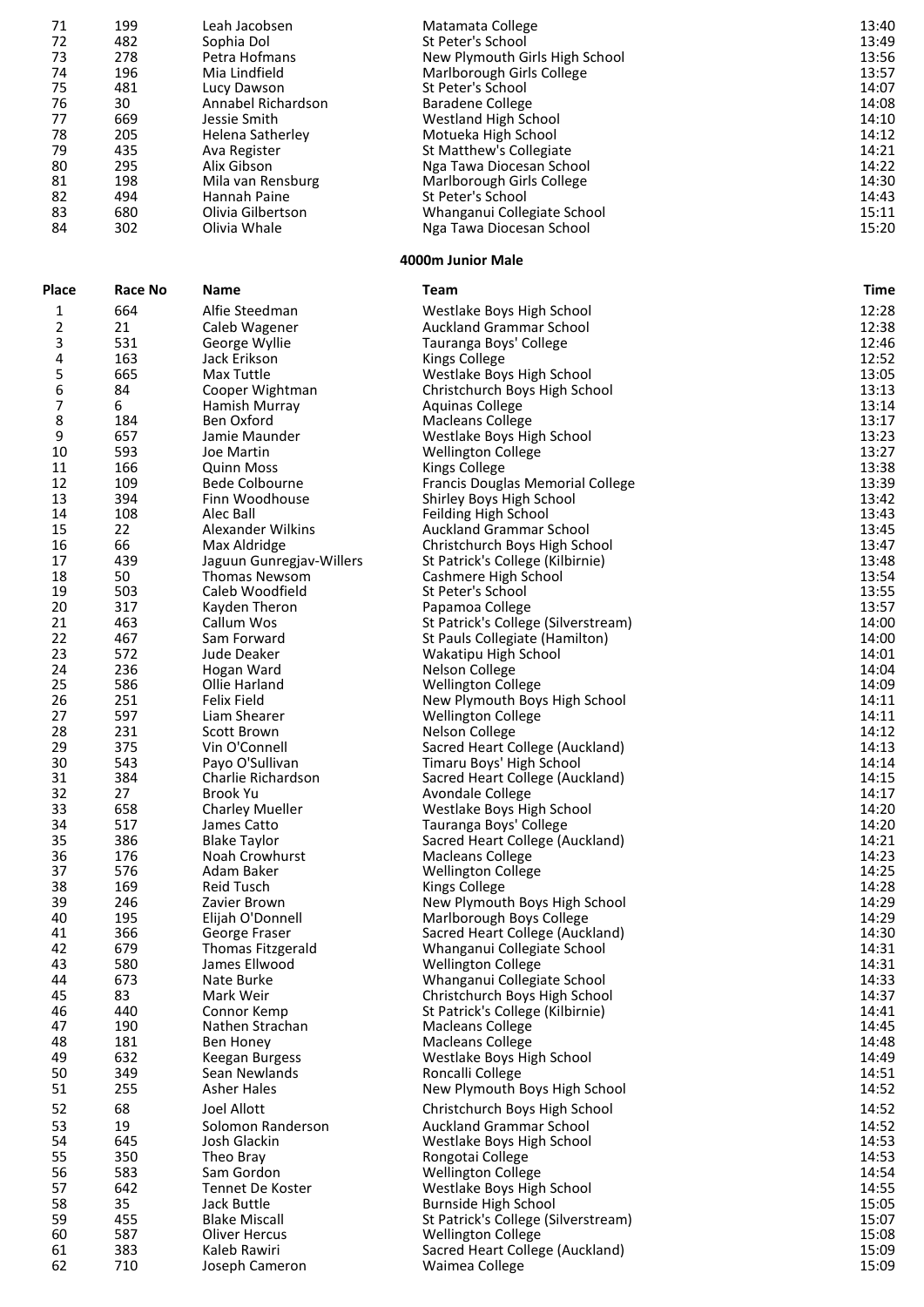| Place | Race No | Name | Team | Time |
|---|---|---|---|---|
| 71 | 199 | Leah Jacobsen | Matamata College | 13:40 |
| 72 | 482 | Sophia Dol | St Peter's School | 13:49 |
| 73 | 278 | Petra Hofmans | New Plymouth Girls High School | 13:56 |
| 74 | 196 | Mia Lindfield | Marlborough Girls College | 13:57 |
| 75 | 481 | Lucy Dawson | St Peter's School | 14:07 |
| 76 | 30 | Annabel Richardson | Baradene College | 14:08 |
| 77 | 669 | Jessie Smith | Westland High School | 14:10 |
| 78 | 205 | Helena Satherley | Motueka High School | 14:12 |
| 79 | 435 | Ava Register | St Matthew's Collegiate | 14:21 |
| 80 | 295 | Alix Gibson | Nga Tawa Diocesan School | 14:22 |
| 81 | 198 | Mila van Rensburg | Marlborough Girls College | 14:30 |
| 82 | 494 | Hannah Paine | St Peter's School | 14:43 |
| 83 | 680 | Olivia Gilbertson | Whanganui Collegiate School | 15:11 |
| 84 | 302 | Olivia Whale | Nga Tawa Diocesan School | 15:20 |

**4000m Junior Male**

| Place | Race No | Name | Team | Time |
|---|---|---|---|---|
| 1 | 664 | Alfie Steedman | Westlake Boys High School | 12:28 |
| 2 | 21 | Caleb Wagener | Auckland Grammar School | 12:38 |
| 3 | 531 | George Wyllie | Tauranga Boys' College | 12:46 |
| 4 | 163 | Jack Erikson | Kings College | 12:52 |
| 5 | 665 | Max Tuttle | Westlake Boys High School | 13:05 |
| 6 | 84 | Cooper Wightman | Christchurch Boys High School | 13:13 |
| 7 | 6 | Hamish Murray | Aquinas College | 13:14 |
| 8 | 184 | Ben Oxford | Macleans College | 13:17 |
| 9 | 657 | Jamie Maunder | Westlake Boys High School | 13:23 |
| 10 | 593 | Joe Martin | Wellington College | 13:27 |
| 11 | 166 | Quinn Moss | Kings College | 13:38 |
| 12 | 109 | Bede Colbourne | Francis Douglas Memorial College | 13:39 |
| 13 | 394 | Finn Woodhouse | Shirley Boys High School | 13:42 |
| 14 | 108 | Alec Ball | Feilding High School | 13:43 |
| 15 | 22 | Alexander Wilkins | Auckland Grammar School | 13:45 |
| 16 | 66 | Max Aldridge | Christchurch Boys High School | 13:47 |
| 17 | 439 | Jaguun Gunregjav-Willers | St Patrick's College (Kilbirnie) | 13:48 |
| 18 | 50 | Thomas Newsom | Cashmere High School | 13:54 |
| 19 | 503 | Caleb Woodfield | St Peter's School | 13:55 |
| 20 | 317 | Kayden Theron | Papamoa College | 13:57 |
| 21 | 463 | Callum Wos | St Patrick's College (Silverstream) | 14:00 |
| 22 | 467 | Sam Forward | St Pauls Collegiate (Hamilton) | 14:00 |
| 23 | 572 | Jude Deaker | Wakatipu High School | 14:01 |
| 24 | 236 | Hogan Ward | Nelson College | 14:04 |
| 25 | 586 | Ollie Harland | Wellington College | 14:09 |
| 26 | 251 | Felix Field | New Plymouth Boys High School | 14:11 |
| 27 | 597 | Liam Shearer | Wellington College | 14:11 |
| 28 | 231 | Scott Brown | Nelson College | 14:12 |
| 29 | 375 | Vin O'Connell | Sacred Heart College (Auckland) | 14:13 |
| 30 | 543 | Payo O'Sullivan | Timaru Boys' High School | 14:14 |
| 31 | 384 | Charlie Richardson | Sacred Heart College (Auckland) | 14:15 |
| 32 | 27 | Brook Yu | Avondale College | 14:17 |
| 33 | 658 | Charley Mueller | Westlake Boys High School | 14:20 |
| 34 | 517 | James Catto | Tauranga Boys' College | 14:20 |
| 35 | 386 | Blake Taylor | Sacred Heart College (Auckland) | 14:21 |
| 36 | 176 | Noah Crowhurst | Macleans College | 14:23 |
| 37 | 576 | Adam Baker | Wellington College | 14:25 |
| 38 | 169 | Reid Tusch | Kings College | 14:28 |
| 39 | 246 | Zavier Brown | New Plymouth Boys High School | 14:29 |
| 40 | 195 | Elijah O'Donnell | Marlborough Boys College | 14:29 |
| 41 | 366 | George Fraser | Sacred Heart College (Auckland) | 14:30 |
| 42 | 679 | Thomas Fitzgerald | Whanganui Collegiate School | 14:31 |
| 43 | 580 | James Ellwood | Wellington College | 14:31 |
| 44 | 673 | Nate Burke | Whanganui Collegiate School | 14:33 |
| 45 | 83 | Mark Weir | Christchurch Boys High School | 14:37 |
| 46 | 440 | Connor Kemp | St Patrick's College (Kilbirnie) | 14:41 |
| 47 | 190 | Nathen Strachan | Macleans College | 14:45 |
| 48 | 181 | Ben Honey | Macleans College | 14:48 |
| 49 | 632 | Keegan Burgess | Westlake Boys High School | 14:49 |
| 50 | 349 | Sean Newlands | Roncalli College | 14:51 |
| 51 | 255 | Asher Hales | New Plymouth Boys High School | 14:52 |
| 52 | 68 | Joel Allott | Christchurch Boys High School | 14:52 |
| 53 | 19 | Solomon Randerson | Auckland Grammar School | 14:52 |
| 54 | 645 | Josh Glackin | Westlake Boys High School | 14:53 |
| 55 | 350 | Theo Bray | Rongotai College | 14:53 |
| 56 | 583 | Sam Gordon | Wellington College | 14:54 |
| 57 | 642 | Tennet De Koster | Westlake Boys High School | 14:55 |
| 58 | 35 | Jack Buttle | Burnside High School | 15:05 |
| 59 | 455 | Blake Miscall | St Patrick's College (Silverstream) | 15:07 |
| 60 | 587 | Oliver Hercus | Wellington College | 15:08 |
| 61 | 383 | Kaleb Rawiri | Sacred Heart College (Auckland) | 15:09 |
| 62 | 710 | Joseph Cameron | Waimea College | 15:09 |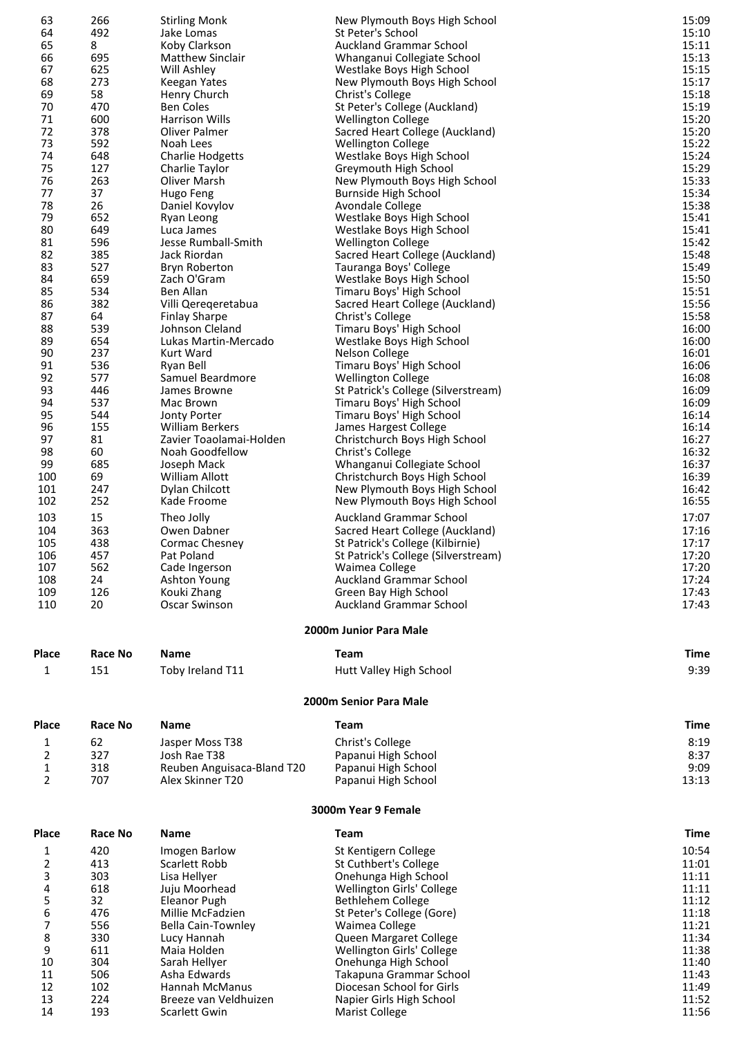| Place | Race No | Name | Team | Time |
|---|---|---|---|---|
| 63 | 266 | Stirling Monk | New Plymouth Boys High School | 15:09 |
| 64 | 492 | Jake Lomas | St Peter's School | 15:10 |
| 65 | 8 | Koby Clarkson | Auckland Grammar School | 15:11 |
| 66 | 695 | Matthew Sinclair | Whanganui Collegiate School | 15:13 |
| 67 | 625 | Will Ashley | Westlake Boys High School | 15:15 |
| 68 | 273 | Keegan Yates | New Plymouth Boys High School | 15:17 |
| 69 | 58 | Henry Church | Christ's College | 15:18 |
| 70 | 470 | Ben Coles | St Peter's College (Auckland) | 15:19 |
| 71 | 600 | Harrison Wills | Wellington College | 15:20 |
| 72 | 378 | Oliver Palmer | Sacred Heart College (Auckland) | 15:20 |
| 73 | 592 | Noah Lees | Wellington College | 15:22 |
| 74 | 648 | Charlie Hodgetts | Westlake Boys High School | 15:24 |
| 75 | 127 | Charlie Taylor | Greymouth High School | 15:29 |
| 76 | 263 | Oliver Marsh | New Plymouth Boys High School | 15:33 |
| 77 | 37 | Hugo Feng | Burnside High School | 15:34 |
| 78 | 26 | Daniel Kovylov | Avondale College | 15:38 |
| 79 | 652 | Ryan Leong | Westlake Boys High School | 15:41 |
| 80 | 649 | Luca James | Westlake Boys High School | 15:41 |
| 81 | 596 | Jesse Rumball-Smith | Wellington College | 15:42 |
| 82 | 385 | Jack Riordan | Sacred Heart College (Auckland) | 15:48 |
| 83 | 527 | Bryn Roberton | Tauranga Boys' College | 15:49 |
| 84 | 659 | Zach O'Gram | Westlake Boys High School | 15:50 |
| 85 | 534 | Ben Allan | Timaru Boys' High School | 15:51 |
| 86 | 382 | Villi Qereqeretabua | Sacred Heart College (Auckland) | 15:56 |
| 87 | 64 | Finlay Sharpe | Christ's College | 15:58 |
| 88 | 539 | Johnson Cleland | Timaru Boys' High School | 16:00 |
| 89 | 654 | Lukas Martin-Mercado | Westlake Boys High School | 16:00 |
| 90 | 237 | Kurt Ward | Nelson College | 16:01 |
| 91 | 536 | Ryan Bell | Timaru Boys' High School | 16:06 |
| 92 | 577 | Samuel Beardmore | Wellington College | 16:08 |
| 93 | 446 | James Browne | St Patrick's College (Silverstream) | 16:09 |
| 94 | 537 | Mac Brown | Timaru Boys' High School | 16:09 |
| 95 | 544 | Jonty Porter | Timaru Boys' High School | 16:14 |
| 96 | 155 | William Berkers | James Hargest College | 16:14 |
| 97 | 81 | Zavier Toaolamai-Holden | Christchurch Boys High School | 16:27 |
| 98 | 60 | Noah Goodfellow | Christ's College | 16:32 |
| 99 | 685 | Joseph Mack | Whanganui Collegiate School | 16:37 |
| 100 | 69 | William Allott | Christchurch Boys High School | 16:39 |
| 101 | 247 | Dylan Chilcott | New Plymouth Boys High School | 16:42 |
| 102 | 252 | Kade Froome | New Plymouth Boys High School | 16:55 |
| 103 | 15 | Theo Jolly | Auckland Grammar School | 17:07 |
| 104 | 363 | Owen Dabner | Sacred Heart College (Auckland) | 17:16 |
| 105 | 438 | Cormac Chesney | St Patrick's College (Kilbirnie) | 17:17 |
| 106 | 457 | Pat Poland | St Patrick's College (Silverstream) | 17:20 |
| 107 | 562 | Cade Ingerson | Waimea College | 17:20 |
| 108 | 24 | Ashton Young | Auckland Grammar School | 17:24 |
| 109 | 126 | Kouki Zhang | Green Bay High School | 17:43 |
| 110 | 20 | Oscar Swinson | Auckland Grammar School | 17:43 |

## 2000m Junior Para Male

| Place | Race No | Name | Team | Time |
|---|---|---|---|---|
| 1 | 151 | Toby Ireland T11 | Hutt Valley High School | 9:39 |

## 2000m Senior Para Male

| Place | Race No | Name | Team | Time |
|---|---|---|---|---|
| 1 | 62 | Jasper Moss T38 | Christ's College | 8:19 |
| 2 | 327 | Josh Rae T38 | Papanui High School | 8:37 |
| 1 | 318 | Reuben Anguisaca-Bland T20 | Papanui High School | 9:09 |
| 2 | 707 | Alex Skinner T20 | Papanui High School | 13:13 |

## 3000m Year 9 Female

| Place | Race No | Name | Team | Time |
|---|---|---|---|---|
| 1 | 420 | Imogen Barlow | St Kentigern College | 10:54 |
| 2 | 413 | Scarlett Robb | St Cuthbert's College | 11:01 |
| 3 | 303 | Lisa Hellyer | Onehunga High School | 11:11 |
| 4 | 618 | Juju Moorhead | Wellington Girls' College | 11:11 |
| 5 | 32 | Eleanor Pugh | Bethlehem College | 11:12 |
| 6 | 476 | Millie McFadzien | St Peter's College (Gore) | 11:18 |
| 7 | 556 | Bella Cain-Townley | Waimea College | 11:21 |
| 8 | 330 | Lucy Hannah | Queen Margaret College | 11:34 |
| 9 | 611 | Maia Holden | Wellington Girls' College | 11:38 |
| 10 | 304 | Sarah Hellyer | Onehunga High School | 11:40 |
| 11 | 506 | Asha Edwards | Takapuna Grammar School | 11:43 |
| 12 | 102 | Hannah McManus | Diocesan School for Girls | 11:49 |
| 13 | 224 | Breeze van Veldhuizen | Napier Girls High School | 11:52 |
| 14 | 193 | Scarlett Gwin | Marist College | 11:56 |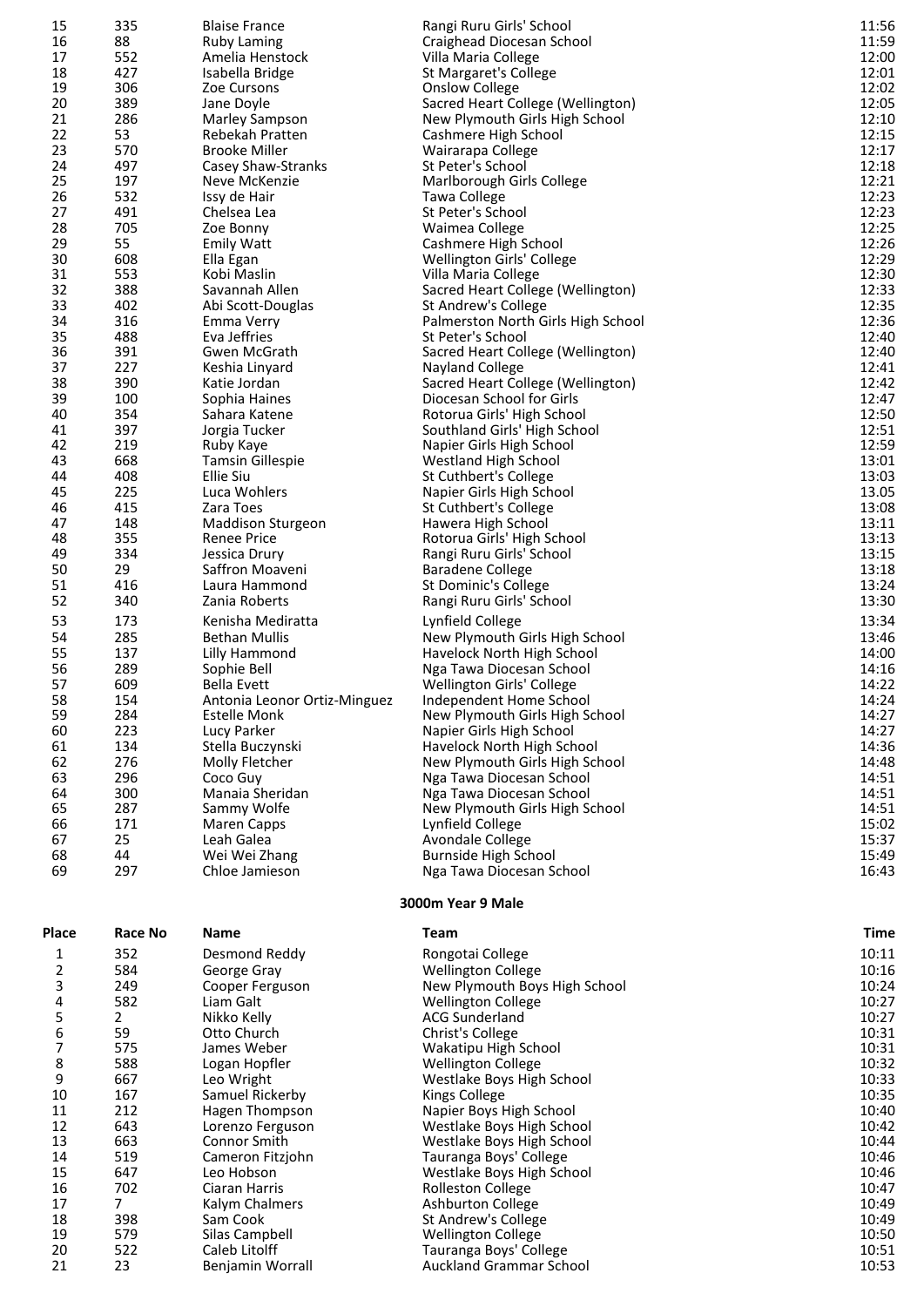| | | | | |
|---|---|---|---|---|
| 15 | 335 | Blaise France | Rangi Ruru Girls' School | 11:56 |
| 16 | 88 | Ruby Laming | Craighead Diocesan School | 11:59 |
| 17 | 552 | Amelia Henstock | Villa Maria College | 12:00 |
| 18 | 427 | Isabella Bridge | St Margaret's College | 12:01 |
| 19 | 306 | Zoe Cursons | Onslow College | 12:02 |
| 20 | 389 | Jane Doyle | Sacred Heart College (Wellington) | 12:05 |
| 21 | 286 | Marley Sampson | New Plymouth Girls High School | 12:10 |
| 22 | 53 | Rebekah Pratten | Cashmere High School | 12:15 |
| 23 | 570 | Brooke Miller | Wairarapa College | 12:17 |
| 24 | 497 | Casey Shaw-Stranks | St Peter's School | 12:18 |
| 25 | 197 | Neve McKenzie | Marlborough Girls College | 12:21 |
| 26 | 532 | Issy de Hair | Tawa College | 12:23 |
| 27 | 491 | Chelsea Lea | St Peter's School | 12:23 |
| 28 | 705 | Zoe Bonny | Waimea College | 12:25 |
| 29 | 55 | Emily Watt | Cashmere High School | 12:26 |
| 30 | 608 | Ella Egan | Wellington Girls' College | 12:29 |
| 31 | 553 | Kobi Maslin | Villa Maria College | 12:30 |
| 32 | 388 | Savannah Allen | Sacred Heart College (Wellington) | 12:33 |
| 33 | 402 | Abi Scott-Douglas | St Andrew's College | 12:35 |
| 34 | 316 | Emma Verry | Palmerston North Girls High School | 12:36 |
| 35 | 488 | Eva Jeffries | St Peter's School | 12:40 |
| 36 | 391 | Gwen McGrath | Sacred Heart College (Wellington) | 12:40 |
| 37 | 227 | Keshia Linyard | Nayland College | 12:41 |
| 38 | 390 | Katie Jordan | Sacred Heart College (Wellington) | 12:42 |
| 39 | 100 | Sophia Haines | Diocesan School for Girls | 12:47 |
| 40 | 354 | Sahara Katene | Rotorua Girls' High School | 12:50 |
| 41 | 397 | Jorgia Tucker | Southland Girls' High School | 12:51 |
| 42 | 219 | Ruby Kaye | Napier Girls High School | 12:59 |
| 43 | 668 | Tamsin Gillespie | Westland High School | 13:01 |
| 44 | 408 | Ellie Siu | St Cuthbert's College | 13:03 |
| 45 | 225 | Luca Wohlers | Napier Girls High School | 13.05 |
| 46 | 415 | Zara Toes | St Cuthbert's College | 13:08 |
| 47 | 148 | Maddison Sturgeon | Hawera High School | 13:11 |
| 48 | 355 | Renee Price | Rotorua Girls' High School | 13:13 |
| 49 | 334 | Jessica Drury | Rangi Ruru Girls' School | 13:15 |
| 50 | 29 | Saffron Moaveni | Baradene College | 13:18 |
| 51 | 416 | Laura Hammond | St Dominic's College | 13:24 |
| 52 | 340 | Zania Roberts | Rangi Ruru Girls' School | 13:30 |
| 53 | 173 | Kenisha Mediratta | Lynfield College | 13:34 |
| 54 | 285 | Bethan Mullis | New Plymouth Girls High School | 13:46 |
| 55 | 137 | Lilly Hammond | Havelock North High School | 14:00 |
| 56 | 289 | Sophie Bell | Nga Tawa Diocesan School | 14:16 |
| 57 | 609 | Bella Evett | Wellington Girls' College | 14:22 |
| 58 | 154 | Antonia Leonor Ortiz-Minguez | Independent Home School | 14:24 |
| 59 | 284 | Estelle Monk | New Plymouth Girls High School | 14:27 |
| 60 | 223 | Lucy Parker | Napier Girls High School | 14:27 |
| 61 | 134 | Stella Buczynski | Havelock North High School | 14:36 |
| 62 | 276 | Molly Fletcher | New Plymouth Girls High School | 14:48 |
| 63 | 296 | Coco Guy | Nga Tawa Diocesan School | 14:51 |
| 64 | 300 | Manaia Sheridan | Nga Tawa Diocesan School | 14:51 |
| 65 | 287 | Sammy Wolfe | New Plymouth Girls High School | 14:51 |
| 66 | 171 | Maren Capps | Lynfield College | 15:02 |
| 67 | 25 | Leah Galea | Avondale College | 15:37 |
| 68 | 44 | Wei Wei Zhang | Burnside High School | 15:49 |
| 69 | 297 | Chloe Jamieson | Nga Tawa Diocesan School | 16:43 |

**3000m Year 9 Male**

| Place | Race No | Name | Team | Time |
|---|---|---|---|---|
| 1 | 352 | Desmond Reddy | Rongotai College | 10:11 |
| 2 | 584 | George Gray | Wellington College | 10:16 |
| 3 | 249 | Cooper Ferguson | New Plymouth Boys High School | 10:24 |
| 4 | 582 | Liam Galt | Wellington College | 10:27 |
| 5 | 2 | Nikko Kelly | ACG Sunderland | 10:27 |
| 6 | 59 | Otto Church | Christ's College | 10:31 |
| 7 | 575 | James Weber | Wakatipu High School | 10:31 |
| 8 | 588 | Logan Hopfler | Wellington College | 10:32 |
| 9 | 667 | Leo Wright | Westlake Boys High School | 10:33 |
| 10 | 167 | Samuel Rickerby | Kings College | 10:35 |
| 11 | 212 | Hagen Thompson | Napier Boys High School | 10:40 |
| 12 | 643 | Lorenzo Ferguson | Westlake Boys High School | 10:42 |
| 13 | 663 | Connor Smith | Westlake Boys High School | 10:44 |
| 14 | 519 | Cameron Fitzjohn | Tauranga Boys' College | 10:46 |
| 15 | 647 | Leo Hobson | Westlake Boys High School | 10:46 |
| 16 | 702 | Ciaran Harris | Rolleston College | 10:47 |
| 17 | 7 | Kalym Chalmers | Ashburton College | 10:49 |
| 18 | 398 | Sam Cook | St Andrew's College | 10:49 |
| 19 | 579 | Silas Campbell | Wellington College | 10:50 |
| 20 | 522 | Caleb Litolff | Tauranga Boys' College | 10:51 |
| 21 | 23 | Benjamin Worrall | Auckland Grammar School | 10:53 |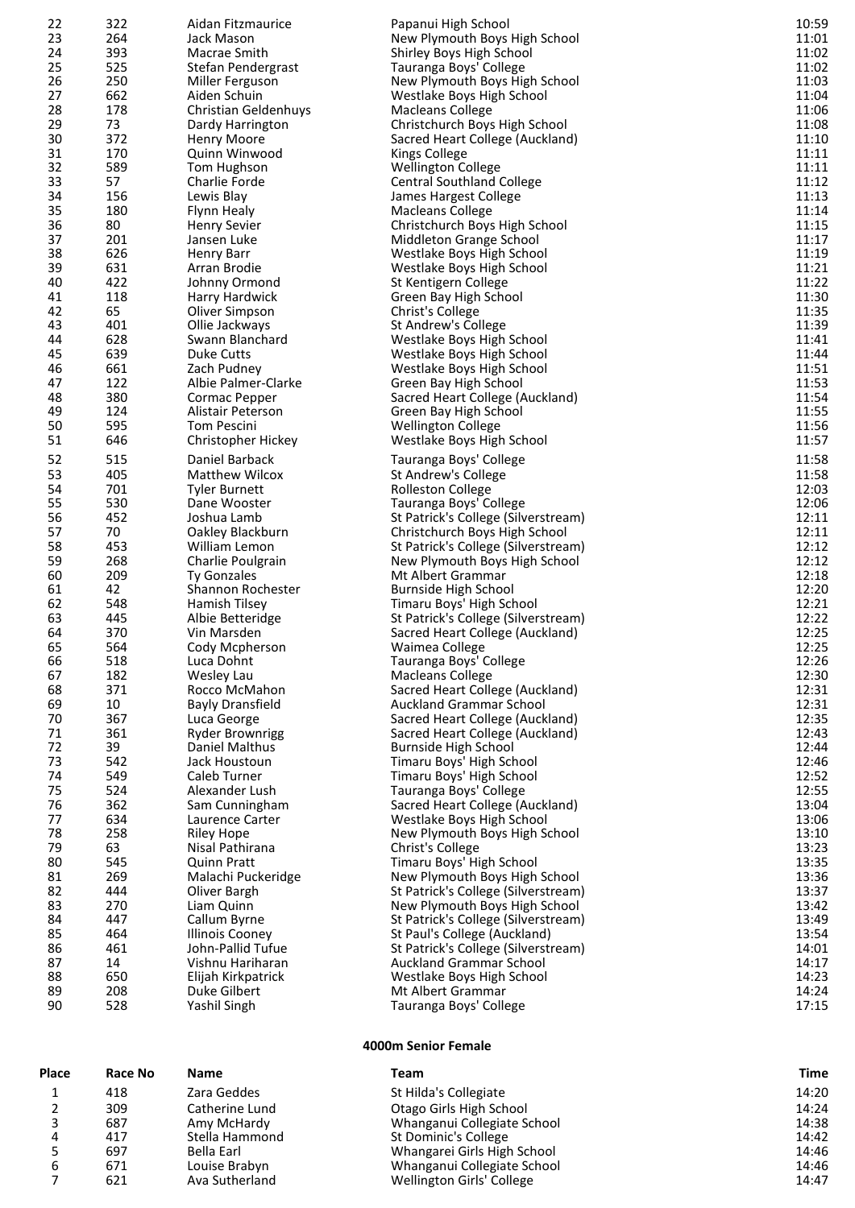| Place | Race No | Name | Team | Time |
|---|---|---|---|---|
| 22 | 322 | Aidan Fitzmaurice | Papanui High School | 10:59 |
| 23 | 264 | Jack Mason | New Plymouth Boys High School | 11:01 |
| 24 | 393 | Macrae Smith | Shirley Boys High School | 11:02 |
| 25 | 525 | Stefan Pendergrast | Tauranga Boys' College | 11:02 |
| 26 | 250 | Miller Ferguson | New Plymouth Boys High School | 11:03 |
| 27 | 662 | Aiden Schuin | Westlake Boys High School | 11:04 |
| 28 | 178 | Christian Geldenhuys | Macleans College | 11:06 |
| 29 | 73 | Dardy Harrington | Christchurch Boys High School | 11:08 |
| 30 | 372 | Henry Moore | Sacred Heart College (Auckland) | 11:10 |
| 31 | 170 | Quinn Winwood | Kings College | 11:11 |
| 32 | 589 | Tom Hughson | Wellington College | 11:11 |
| 33 | 57 | Charlie Forde | Central Southland College | 11:12 |
| 34 | 156 | Lewis Blay | James Hargest College | 11:13 |
| 35 | 180 | Flynn Healy | Macleans College | 11:14 |
| 36 | 80 | Henry Sevier | Christchurch Boys High School | 11:15 |
| 37 | 201 | Jansen Luke | Middleton Grange School | 11:17 |
| 38 | 626 | Henry Barr | Westlake Boys High School | 11:19 |
| 39 | 631 | Arran Brodie | Westlake Boys High School | 11:21 |
| 40 | 422 | Johnny Ormond | St Kentigern College | 11:22 |
| 41 | 118 | Harry Hardwick | Green Bay High School | 11:30 |
| 42 | 65 | Oliver Simpson | Christ's College | 11:35 |
| 43 | 401 | Ollie Jackways | St Andrew's College | 11:39 |
| 44 | 628 | Swann Blanchard | Westlake Boys High School | 11:41 |
| 45 | 639 | Duke Cutts | Westlake Boys High School | 11:44 |
| 46 | 661 | Zach Pudney | Westlake Boys High School | 11:51 |
| 47 | 122 | Albie Palmer-Clarke | Green Bay High School | 11:53 |
| 48 | 380 | Cormac Pepper | Sacred Heart College (Auckland) | 11:54 |
| 49 | 124 | Alistair Peterson | Green Bay High School | 11:55 |
| 50 | 595 | Tom Pescini | Wellington College | 11:56 |
| 51 | 646 | Christopher Hickey | Westlake Boys High School | 11:57 |
| 52 | 515 | Daniel Barback | Tauranga Boys' College | 11:58 |
| 53 | 405 | Matthew Wilcox | St Andrew's College | 11:58 |
| 54 | 701 | Tyler Burnett | Rolleston College | 12:03 |
| 55 | 530 | Dane Wooster | Tauranga Boys' College | 12:06 |
| 56 | 452 | Joshua Lamb | St Patrick's College (Silverstream) | 12:11 |
| 57 | 70 | Oakley Blackburn | Christchurch Boys High School | 12:11 |
| 58 | 453 | William Lemon | St Patrick's College (Silverstream) | 12:12 |
| 59 | 268 | Charlie Poulgrain | New Plymouth Boys High School | 12:12 |
| 60 | 209 | Ty Gonzales | Mt Albert Grammar | 12:18 |
| 61 | 42 | Shannon Rochester | Burnside High School | 12:20 |
| 62 | 548 | Hamish Tilsey | Timaru Boys' High School | 12:21 |
| 63 | 445 | Albie Betteridge | St Patrick's College (Silverstream) | 12:22 |
| 64 | 370 | Vin Marsden | Sacred Heart College (Auckland) | 12:25 |
| 65 | 564 | Cody Mcpherson | Waimea College | 12:25 |
| 66 | 518 | Luca Dohnt | Tauranga Boys' College | 12:26 |
| 67 | 182 | Wesley Lau | Macleans College | 12:30 |
| 68 | 371 | Rocco McMahon | Sacred Heart College (Auckland) | 12:31 |
| 69 | 10 | Bayly Dransfield | Auckland Grammar School | 12:31 |
| 70 | 367 | Luca George | Sacred Heart College (Auckland) | 12:35 |
| 71 | 361 | Ryder Brownrigg | Sacred Heart College (Auckland) | 12:43 |
| 72 | 39 | Daniel Malthus | Burnside High School | 12:44 |
| 73 | 542 | Jack Houstoun | Timaru Boys' High School | 12:46 |
| 74 | 549 | Caleb Turner | Timaru Boys' High School | 12:52 |
| 75 | 524 | Alexander Lush | Tauranga Boys' College | 12:55 |
| 76 | 362 | Sam Cunningham | Sacred Heart College (Auckland) | 13:04 |
| 77 | 634 | Laurence Carter | Westlake Boys High School | 13:06 |
| 78 | 258 | Riley Hope | New Plymouth Boys High School | 13:10 |
| 79 | 63 | Nisal Pathirana | Christ's College | 13:23 |
| 80 | 545 | Quinn Pratt | Timaru Boys' High School | 13:35 |
| 81 | 269 | Malachi Puckeridge | New Plymouth Boys High School | 13:36 |
| 82 | 444 | Oliver Bargh | St Patrick's College (Silverstream) | 13:37 |
| 83 | 270 | Liam Quinn | New Plymouth Boys High School | 13:42 |
| 84 | 447 | Callum Byrne | St Patrick's College (Silverstream) | 13:49 |
| 85 | 464 | Illinois Cooney | St Paul's College (Auckland) | 13:54 |
| 86 | 461 | John-Pallid Tufue | St Patrick's College (Silverstream) | 14:01 |
| 87 | 14 | Vishnu Hariharan | Auckland Grammar School | 14:17 |
| 88 | 650 | Elijah Kirkpatrick | Westlake Boys High School | 14:23 |
| 89 | 208 | Duke Gilbert | Mt Albert Grammar | 14:24 |
| 90 | 528 | Yashil Singh | Tauranga Boys' College | 17:15 |

### 4000m Senior Female

| Place | Race No | Name | Team | Time |
|---|---|---|---|---|
| 1 | 418 | Zara Geddes | St Hilda's Collegiate | 14:20 |
| 2 | 309 | Catherine Lund | Otago Girls High School | 14:24 |
| 3 | 687 | Amy McHardy | Whanganui Collegiate School | 14:38 |
| 4 | 417 | Stella Hammond | St Dominic's College | 14:42 |
| 5 | 697 | Bella Earl | Whangarei Girls High School | 14:46 |
| 6 | 671 | Louise Brabyn | Whanganui Collegiate School | 14:46 |
| 7 | 621 | Ava Sutherland | Wellington Girls' College | 14:47 |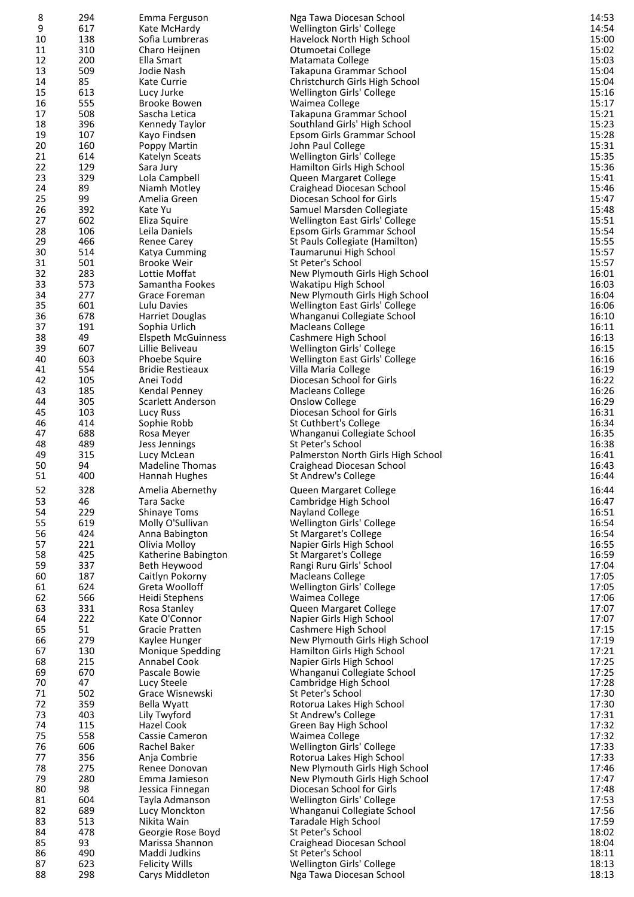| | | | | |
|---|---|---|---|---|
| 8 | 294 | Emma Ferguson | Nga Tawa Diocesan School | 14:53 |
| 9 | 617 | Kate McHardy | Wellington Girls' College | 14:54 |
| 10 | 138 | Sofia Lumbreras | Havelock North High School | 15:00 |
| 11 | 310 | Charo Heijnen | Otumoetai College | 15:02 |
| 12 | 200 | Ella Smart | Matamata College | 15:03 |
| 13 | 509 | Jodie Nash | Takapuna Grammar School | 15:04 |
| 14 | 85 | Kate Currie | Christchurch Girls High School | 15:04 |
| 15 | 613 | Lucy Jurke | Wellington Girls' College | 15:16 |
| 16 | 555 | Brooke Bowen | Waimea College | 15:17 |
| 17 | 508 | Sascha Letica | Takapuna Grammar School | 15:21 |
| 18 | 396 | Kennedy Taylor | Southland Girls' High School | 15:23 |
| 19 | 107 | Kayo Findsen | Epsom Girls Grammar School | 15:28 |
| 20 | 160 | Poppy Martin | John Paul College | 15:31 |
| 21 | 614 | Katelyn Sceats | Wellington Girls' College | 15:35 |
| 22 | 129 | Sara Jury | Hamilton Girls High School | 15:36 |
| 23 | 329 | Lola Campbell | Queen Margaret College | 15:41 |
| 24 | 89 | Niamh Motley | Craighead Diocesan School | 15:46 |
| 25 | 99 | Amelia Green | Diocesan School for Girls | 15:47 |
| 26 | 392 | Kate Yu | Samuel Marsden Collegiate | 15:48 |
| 27 | 602 | Eliza Squire | Wellington East Girls' College | 15:51 |
| 28 | 106 | Leila Daniels | Epsom Girls Grammar School | 15:54 |
| 29 | 466 | Renee Carey | St Pauls Collegiate (Hamilton) | 15:55 |
| 30 | 514 | Katya Cumming | Taumarunui High School | 15:57 |
| 31 | 501 | Brooke Weir | St Peter's School | 15:57 |
| 32 | 283 | Lottie Moffat | New Plymouth Girls High School | 16:01 |
| 33 | 573 | Samantha Fookes | Wakatipu High School | 16:03 |
| 34 | 277 | Grace Foreman | New Plymouth Girls High School | 16:04 |
| 35 | 601 | Lulu Davies | Wellington East Girls' College | 16:06 |
| 36 | 678 | Harriet Douglas | Whanganui Collegiate School | 16:10 |
| 37 | 191 | Sophia Urlich | Macleans College | 16:11 |
| 38 | 49 | Elspeth McGuinness | Cashmere High School | 16:13 |
| 39 | 607 | Lillie Beliveau | Wellington Girls' College | 16:15 |
| 40 | 603 | Phoebe Squire | Wellington East Girls' College | 16:16 |
| 41 | 554 | Bridie Restieaux | Villa Maria College | 16:19 |
| 42 | 105 | Anei Todd | Diocesan School for Girls | 16:22 |
| 43 | 185 | Kendal Penney | Macleans College | 16:26 |
| 44 | 305 | Scarlett Anderson | Onslow College | 16:29 |
| 45 | 103 | Lucy Russ | Diocesan School for Girls | 16:31 |
| 46 | 414 | Sophie Robb | St Cuthbert's College | 16:34 |
| 47 | 688 | Rosa Meyer | Whanganui Collegiate School | 16:35 |
| 48 | 489 | Jess Jennings | St Peter's School | 16:38 |
| 49 | 315 | Lucy McLean | Palmerston North Girls High School | 16:41 |
| 50 | 94 | Madeline Thomas | Craighead Diocesan School | 16:43 |
| 51 | 400 | Hannah Hughes | St Andrew's College | 16:44 |
| 52 | 328 | Amelia Abernethy | Queen Margaret College | 16:44 |
| 53 | 46 | Tara Sacke | Cambridge High School | 16:47 |
| 54 | 229 | Shinaye Toms | Nayland College | 16:51 |
| 55 | 619 | Molly O'Sullivan | Wellington Girls' College | 16:54 |
| 56 | 424 | Anna Babington | St Margaret's College | 16:54 |
| 57 | 221 | Olivia Molloy | Napier Girls High School | 16:55 |
| 58 | 425 | Katherine Babington | St Margaret's College | 16:59 |
| 59 | 337 | Beth Heywood | Rangi Ruru Girls' School | 17:04 |
| 60 | 187 | Caitlyn Pokorny | Macleans College | 17:05 |
| 61 | 624 | Greta Woolloff | Wellington Girls' College | 17:05 |
| 62 | 566 | Heidi Stephens | Waimea College | 17:06 |
| 63 | 331 | Rosa Stanley | Queen Margaret College | 17:07 |
| 64 | 222 | Kate O'Connor | Napier Girls High School | 17:07 |
| 65 | 51 | Gracie Pratten | Cashmere High School | 17:15 |
| 66 | 279 | Kaylee Hunger | New Plymouth Girls High School | 17:19 |
| 67 | 130 | Monique Spedding | Hamilton Girls High School | 17:21 |
| 68 | 215 | Annabel Cook | Napier Girls High School | 17:25 |
| 69 | 670 | Pascale Bowie | Whanganui Collegiate School | 17:25 |
| 70 | 47 | Lucy Steele | Cambridge High School | 17:28 |
| 71 | 502 | Grace Wisnewski | St Peter's School | 17:30 |
| 72 | 359 | Bella Wyatt | Rotorua Lakes High School | 17:30 |
| 73 | 403 | Lily Twyford | St Andrew's College | 17:31 |
| 74 | 115 | Hazel Cook | Green Bay High School | 17:32 |
| 75 | 558 | Cassie Cameron | Waimea College | 17:32 |
| 76 | 606 | Rachel Baker | Wellington Girls' College | 17:33 |
| 77 | 356 | Anja Combrie | Rotorua Lakes High School | 17:33 |
| 78 | 275 | Renee Donovan | New Plymouth Girls High School | 17:46 |
| 79 | 280 | Emma Jamieson | New Plymouth Girls High School | 17:47 |
| 80 | 98 | Jessica Finnegan | Diocesan School for Girls | 17:48 |
| 81 | 604 | Tayla Admanson | Wellington Girls' College | 17:53 |
| 82 | 689 | Lucy Monckton | Whanganui Collegiate School | 17:56 |
| 83 | 513 | Nikita Wain | Taradale High School | 17:59 |
| 84 | 478 | Georgie Rose Boyd | St Peter's School | 18:02 |
| 85 | 93 | Marissa Shannon | Craighead Diocesan School | 18:04 |
| 86 | 490 | Maddi Judkins | St Peter's School | 18:11 |
| 87 | 623 | Felicity Wills | Wellington Girls' College | 18:13 |
| 88 | 298 | Carys Middleton | Nga Tawa Diocesan School | 18:13 |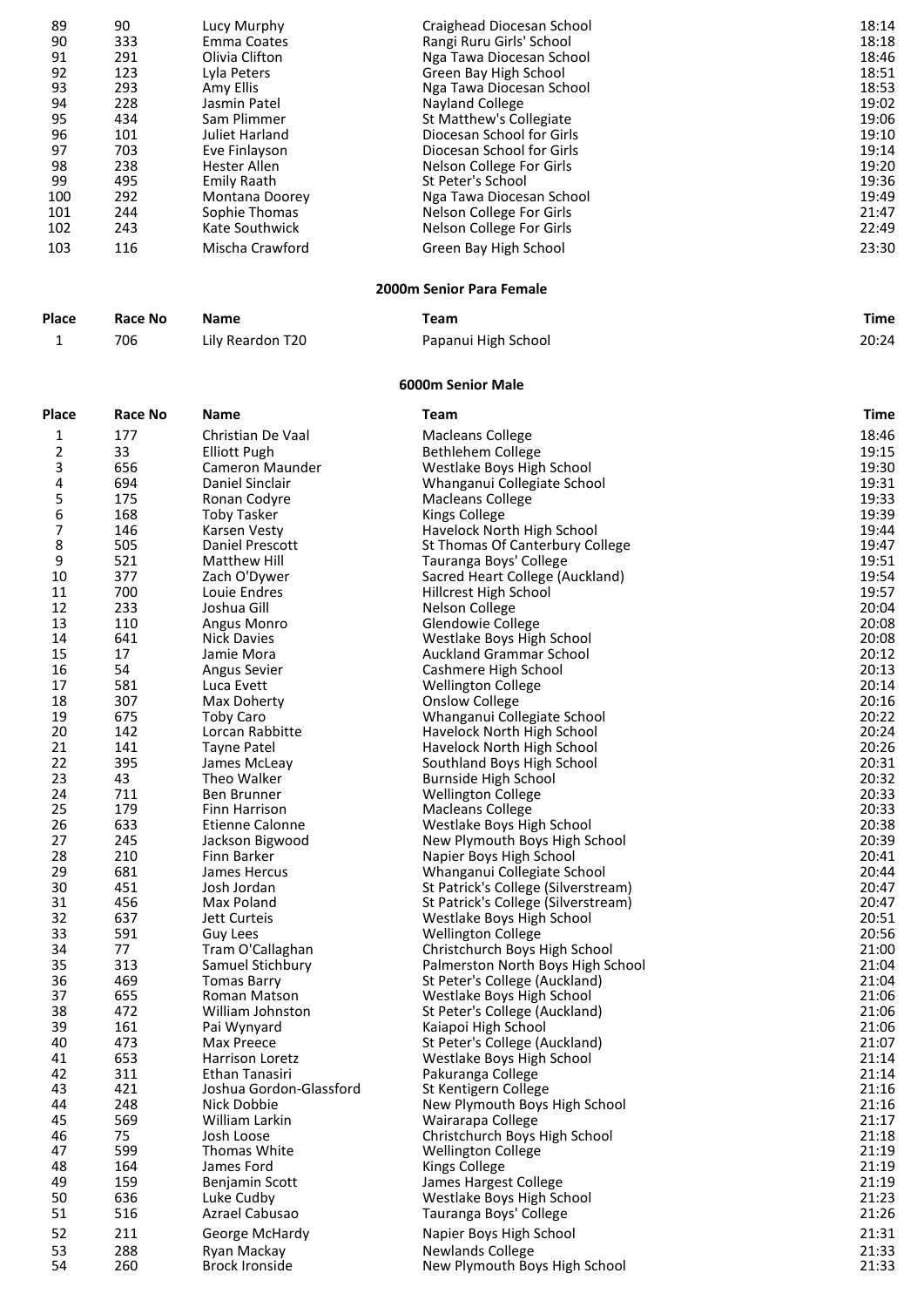| Place | Race No | Name | Team | Time |
|---|---|---|---|---|
| 89 | 90 | Lucy Murphy | Craighead Diocesan School | 18:14 |
| 90 | 333 | Emma Coates | Rangi Ruru Girls' School | 18:18 |
| 91 | 291 | Olivia Clifton | Nga Tawa Diocesan School | 18:46 |
| 92 | 123 | Lyla Peters | Green Bay High School | 18:51 |
| 93 | 293 | Amy Ellis | Nga Tawa Diocesan School | 18:53 |
| 94 | 228 | Jasmin Patel | Nayland College | 19:02 |
| 95 | 434 | Sam Plimmer | St Matthew's Collegiate | 19:06 |
| 96 | 101 | Juliet Harland | Diocesan School for Girls | 19:10 |
| 97 | 703 | Eve Finlayson | Diocesan School for Girls | 19:14 |
| 98 | 238 | Hester Allen | Nelson College For Girls | 19:20 |
| 99 | 495 | Emily Raath | St Peter's School | 19:36 |
| 100 | 292 | Montana Doorey | Nga Tawa Diocesan School | 19:49 |
| 101 | 244 | Sophie Thomas | Nelson College For Girls | 21:47 |
| 102 | 243 | Kate Southwick | Nelson College For Girls | 22:49 |
| 103 | 116 | Mischa Crawford | Green Bay High School | 23:30 |

### 2000m Senior Para Female

| Place | Race No | Name | Team | Time |
|---|---|---|---|---|
| 1 | 706 | Lily Reardon T20 | Papanui High School | 20:24 |

### 6000m Senior Male

| Place | Race No | Name | Team | Time |
|---|---|---|---|---|
| 1 | 177 | Christian De Vaal | Macleans College | 18:46 |
| 2 | 33 | Elliott Pugh | Bethlehem College | 19:15 |
| 3 | 656 | Cameron Maunder | Westlake Boys High School | 19:30 |
| 4 | 694 | Daniel Sinclair | Whanganui Collegiate School | 19:31 |
| 5 | 175 | Ronan Codyre | Macleans College | 19:33 |
| 6 | 168 | Toby Tasker | Kings College | 19:39 |
| 7 | 146 | Karsen Vesty | Havelock North High School | 19:44 |
| 8 | 505 | Daniel Prescott | St Thomas Of Canterbury College | 19:47 |
| 9 | 521 | Matthew Hill | Tauranga Boys' College | 19:51 |
| 10 | 377 | Zach O'Dywer | Sacred Heart College (Auckland) | 19:54 |
| 11 | 700 | Louie Endres | Hillcrest High School | 19:57 |
| 12 | 233 | Joshua Gill | Nelson College | 20:04 |
| 13 | 110 | Angus Monro | Glendowie College | 20:08 |
| 14 | 641 | Nick Davies | Westlake Boys High School | 20:08 |
| 15 | 17 | Jamie Mora | Auckland Grammar School | 20:12 |
| 16 | 54 | Angus Sevier | Cashmere High School | 20:13 |
| 17 | 581 | Luca Evett | Wellington College | 20:14 |
| 18 | 307 | Max Doherty | Onslow College | 20:16 |
| 19 | 675 | Toby Caro | Whanganui Collegiate School | 20:22 |
| 20 | 142 | Lorcan Rabbitte | Havelock North High School | 20:24 |
| 21 | 141 | Tayne Patel | Havelock North High School | 20:26 |
| 22 | 395 | James McLeay | Southland Boys High School | 20:31 |
| 23 | 43 | Theo Walker | Burnside High School | 20:32 |
| 24 | 711 | Ben Brunner | Wellington College | 20:33 |
| 25 | 179 | Finn Harrison | Macleans College | 20:33 |
| 26 | 633 | Etienne Calonne | Westlake Boys High School | 20:38 |
| 27 | 245 | Jackson Bigwood | New Plymouth Boys High School | 20:39 |
| 28 | 210 | Finn Barker | Napier Boys High School | 20:41 |
| 29 | 681 | James Hercus | Whanganui Collegiate School | 20:44 |
| 30 | 451 | Josh Jordan | St Patrick's College (Silverstream) | 20:47 |
| 31 | 456 | Max Poland | St Patrick's College (Silverstream) | 20:47 |
| 32 | 637 | Jett Curteis | Westlake Boys High School | 20:51 |
| 33 | 591 | Guy Lees | Wellington College | 20:56 |
| 34 | 77 | Tram O'Callaghan | Christchurch Boys High School | 21:00 |
| 35 | 313 | Samuel Stichbury | Palmerston North Boys High School | 21:04 |
| 36 | 469 | Tomas Barry | St Peter's College (Auckland) | 21:04 |
| 37 | 655 | Roman Matson | Westlake Boys High School | 21:06 |
| 38 | 472 | William Johnston | St Peter's College (Auckland) | 21:06 |
| 39 | 161 | Pai Wynyard | Kaiapoi High School | 21:06 |
| 40 | 473 | Max Preece | St Peter's College (Auckland) | 21:07 |
| 41 | 653 | Harrison Loretz | Westlake Boys High School | 21:14 |
| 42 | 311 | Ethan Tanasiri | Pakuranga College | 21:14 |
| 43 | 421 | Joshua Gordon-Glassford | St Kentigern College | 21:16 |
| 44 | 248 | Nick Dobbie | New Plymouth Boys High School | 21:16 |
| 45 | 569 | William Larkin | Wairarapa College | 21:17 |
| 46 | 75 | Josh Loose | Christchurch Boys High School | 21:18 |
| 47 | 599 | Thomas White | Wellington College | 21:19 |
| 48 | 164 | James Ford | Kings College | 21:19 |
| 49 | 159 | Benjamin Scott | James Hargest College | 21:19 |
| 50 | 636 | Luke Cudby | Westlake Boys High School | 21:23 |
| 51 | 516 | Azrael Cabusao | Tauranga Boys' College | 21:26 |
| 52 | 211 | George McHardy | Napier Boys High School | 21:31 |
| 53 | 288 | Ryan Mackay | Newlands College | 21:33 |
| 54 | 260 | Brock Ironside | New Plymouth Boys High School | 21:33 |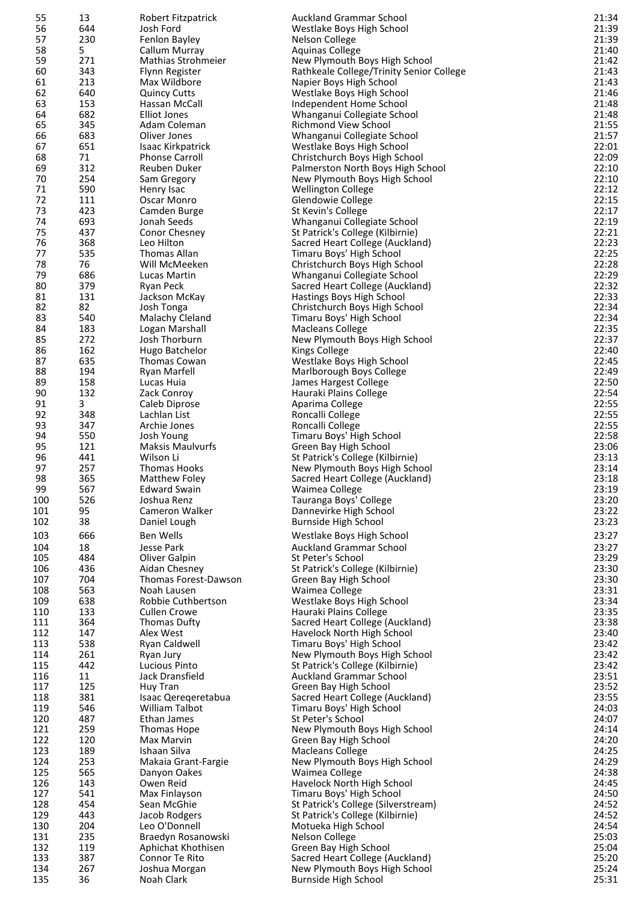| | | | | |
|---|---|---|---|---|
| 55 | 13 | Robert Fitzpatrick | Auckland Grammar School | 21:34 |
| 56 | 644 | Josh Ford | Westlake Boys High School | 21:39 |
| 57 | 230 | Fenlon Bayley | Nelson College | 21:39 |
| 58 | 5 | Callum Murray | Aquinas College | 21:40 |
| 59 | 271 | Mathias Strohmeier | New Plymouth Boys High School | 21:42 |
| 60 | 343 | Flynn Register | Rathkeale College/Trinity Senior College | 21:43 |
| 61 | 213 | Max Wildbore | Napier Boys High School | 21:43 |
| 62 | 640 | Quincy Cutts | Westlake Boys High School | 21:46 |
| 63 | 153 | Hassan McCall | Independent Home School | 21:48 |
| 64 | 682 | Elliot Jones | Whanganui Collegiate School | 21:48 |
| 65 | 345 | Adam Coleman | Richmond View School | 21:55 |
| 66 | 683 | Oliver Jones | Whanganui Collegiate School | 21:57 |
| 67 | 651 | Isaac Kirkpatrick | Westlake Boys High School | 22:01 |
| 68 | 71 | Phonse Carroll | Christchurch Boys High School | 22:09 |
| 69 | 312 | Reuben Duker | Palmerston North Boys High School | 22:10 |
| 70 | 254 | Sam Gregory | New Plymouth Boys High School | 22:10 |
| 71 | 590 | Henry Isac | Wellington College | 22:12 |
| 72 | 111 | Oscar Monro | Glendowie College | 22:15 |
| 73 | 423 | Camden Burge | St Kevin's College | 22:17 |
| 74 | 693 | Jonah Seeds | Whanganui Collegiate School | 22:19 |
| 75 | 437 | Conor Chesney | St Patrick's College (Kilbirnie) | 22:21 |
| 76 | 368 | Leo Hilton | Sacred Heart College (Auckland) | 22:23 |
| 77 | 535 | Thomas Allan | Timaru Boys' High School | 22:25 |
| 78 | 76 | Will McMeeken | Christchurch Boys High School | 22:28 |
| 79 | 686 | Lucas Martin | Whanganui Collegiate School | 22:29 |
| 80 | 379 | Ryan Peck | Sacred Heart College (Auckland) | 22:32 |
| 81 | 131 | Jackson McKay | Hastings Boys High School | 22:33 |
| 82 | 82 | Josh Tonga | Christchurch Boys High School | 22:34 |
| 83 | 540 | Malachy Cleland | Timaru Boys' High School | 22:34 |
| 84 | 183 | Logan Marshall | Macleans College | 22:35 |
| 85 | 272 | Josh Thorburn | New Plymouth Boys High School | 22:37 |
| 86 | 162 | Hugo Batchelor | Kings College | 22:40 |
| 87 | 635 | Thomas Cowan | Westlake Boys High School | 22:45 |
| 88 | 194 | Ryan Marfell | Marlborough Boys College | 22:49 |
| 89 | 158 | Lucas Huia | James Hargest College | 22:50 |
| 90 | 132 | Zack Conroy | Hauraki Plains College | 22:54 |
| 91 | 3 | Caleb Diprose | Aparima College | 22:55 |
| 92 | 348 | Lachlan List | Roncalli College | 22:55 |
| 93 | 347 | Archie Jones | Roncalli College | 22:55 |
| 94 | 550 | Josh Young | Timaru Boys' High School | 22:58 |
| 95 | 121 | Maksis Maulvurfs | Green Bay High School | 23:06 |
| 96 | 441 | Wilson Li | St Patrick's College (Kilbirnie) | 23:13 |
| 97 | 257 | Thomas Hooks | New Plymouth Boys High School | 23:14 |
| 98 | 365 | Matthew Foley | Sacred Heart College (Auckland) | 23:18 |
| 99 | 567 | Edward Swain | Waimea College | 23:19 |
| 100 | 526 | Joshua Renz | Tauranga Boys' College | 23:20 |
| 101 | 95 | Cameron Walker | Dannevirke High School | 23:22 |
| 102 | 38 | Daniel Lough | Burnside High School | 23:23 |
| 103 | 666 | Ben Wells | Westlake Boys High School | 23:27 |
| 104 | 18 | Jesse Park | Auckland Grammar School | 23:27 |
| 105 | 484 | Oliver Galpin | St Peter's School | 23:29 |
| 106 | 436 | Aidan Chesney | St Patrick's College (Kilbirnie) | 23:30 |
| 107 | 704 | Thomas Forest-Dawson | Green Bay High School | 23:30 |
| 108 | 563 | Noah Lausen | Waimea College | 23:31 |
| 109 | 638 | Robbie Cuthbertson | Westlake Boys High School | 23:34 |
| 110 | 133 | Cullen Crowe | Hauraki Plains College | 23:35 |
| 111 | 364 | Thomas Dufty | Sacred Heart College (Auckland) | 23:38 |
| 112 | 147 | Alex West | Havelock North High School | 23:40 |
| 113 | 538 | Ryan Caldwell | Timaru Boys' High School | 23:42 |
| 114 | 261 | Ryan Jury | New Plymouth Boys High School | 23:42 |
| 115 | 442 | Lucious Pinto | St Patrick's College (Kilbirnie) | 23:42 |
| 116 | 11 | Jack Dransfield | Auckland Grammar School | 23:51 |
| 117 | 125 | Huy Tran | Green Bay High School | 23:52 |
| 118 | 381 | Isaac Qereqeretabua | Sacred Heart College (Auckland) | 23:55 |
| 119 | 546 | William Talbot | Timaru Boys' High School | 24:03 |
| 120 | 487 | Ethan James | St Peter's School | 24:07 |
| 121 | 259 | Thomas Hope | New Plymouth Boys High School | 24:14 |
| 122 | 120 | Max Marvin | Green Bay High School | 24:20 |
| 123 | 189 | Ishaan Silva | Macleans College | 24:25 |
| 124 | 253 | Makaia Grant-Fargie | New Plymouth Boys High School | 24:29 |
| 125 | 565 | Danyon Oakes | Waimea College | 24:38 |
| 126 | 143 | Owen Reid | Havelock North High School | 24:45 |
| 127 | 541 | Max Finlayson | Timaru Boys' High School | 24:50 |
| 128 | 454 | Sean McGhie | St Patrick's College (Silverstream) | 24:52 |
| 129 | 443 | Jacob Rodgers | St Patrick's College (Kilbirnie) | 24:52 |
| 130 | 204 | Leo O'Donnell | Motueka High School | 24:54 |
| 131 | 235 | Braedyn Rosanowski | Nelson College | 25:03 |
| 132 | 119 | Aphichat Khothisen | Green Bay High School | 25:04 |
| 133 | 387 | Connor Te Rito | Sacred Heart College (Auckland) | 25:20 |
| 134 | 267 | Joshua Morgan | New Plymouth Boys High School | 25:24 |
| 135 | 36 | Noah Clark | Burnside High School | 25:31 |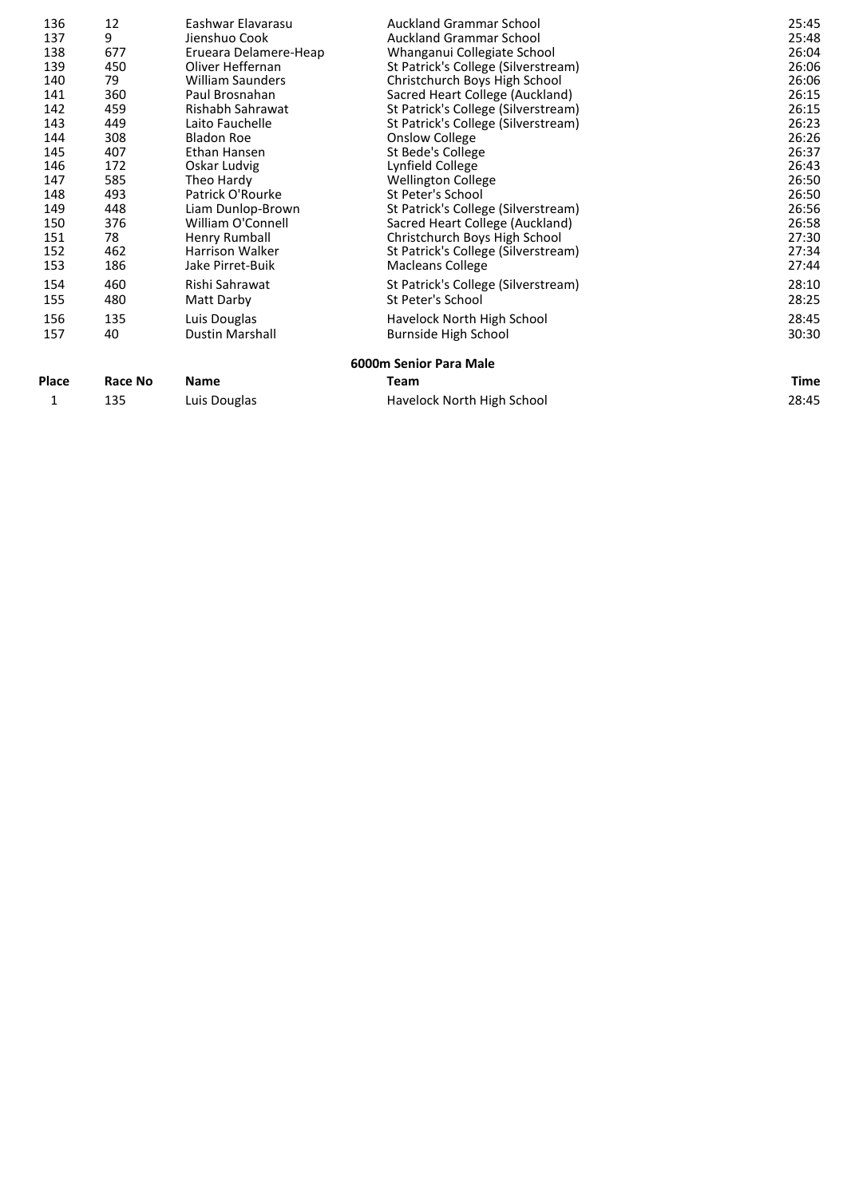| | | | | |
|---|---|---|---|---|
| 136 | 12 | Eashwar Elavarasu | Auckland Grammar School | 25:45 |
| 137 | 9 | Jienshuo Cook | Auckland Grammar School | 25:48 |
| 138 | 677 | Erueara Delamere-Heap | Whanganui Collegiate School | 26:04 |
| 139 | 450 | Oliver Heffernan | St Patrick's College (Silverstream) | 26:06 |
| 140 | 79 | William Saunders | Christchurch Boys High School | 26:06 |
| 141 | 360 | Paul Brosnahan | Sacred Heart College (Auckland) | 26:15 |
| 142 | 459 | Rishabh Sahrawat | St Patrick's College (Silverstream) | 26:15 |
| 143 | 449 | Laito Fauchelle | St Patrick's College (Silverstream) | 26:23 |
| 144 | 308 | Bladon Roe | Onslow College | 26:26 |
| 145 | 407 | Ethan Hansen | St Bede's College | 26:37 |
| 146 | 172 | Oskar Ludvig | Lynfield College | 26:43 |
| 147 | 585 | Theo Hardy | Wellington College | 26:50 |
| 148 | 493 | Patrick O'Rourke | St Peter's School | 26:50 |
| 149 | 448 | Liam Dunlop-Brown | St Patrick's College (Silverstream) | 26:56 |
| 150 | 376 | William O'Connell | Sacred Heart College (Auckland) | 26:58 |
| 151 | 78 | Henry Rumball | Christchurch Boys High School | 27:30 |
| 152 | 462 | Harrison Walker | St Patrick's College (Silverstream) | 27:34 |
| 153 | 186 | Jake Pirret-Buik | Macleans College | 27:44 |
| 154 | 460 | Rishi Sahrawat | St Patrick's College (Silverstream) | 28:10 |
| 155 | 480 | Matt Darby | St Peter's School | 28:25 |
| 156 | 135 | Luis Douglas | Havelock North High School | 28:45 |
| 157 | 40 | Dustin Marshall | Burnside High School | 30:30 |

### 6000m Senior Para Male

| Place | Race No | Name | Team | Time |
|---|---|---|---|---|
| 1 | 135 | Luis Douglas | Havelock North High School | 28:45 |